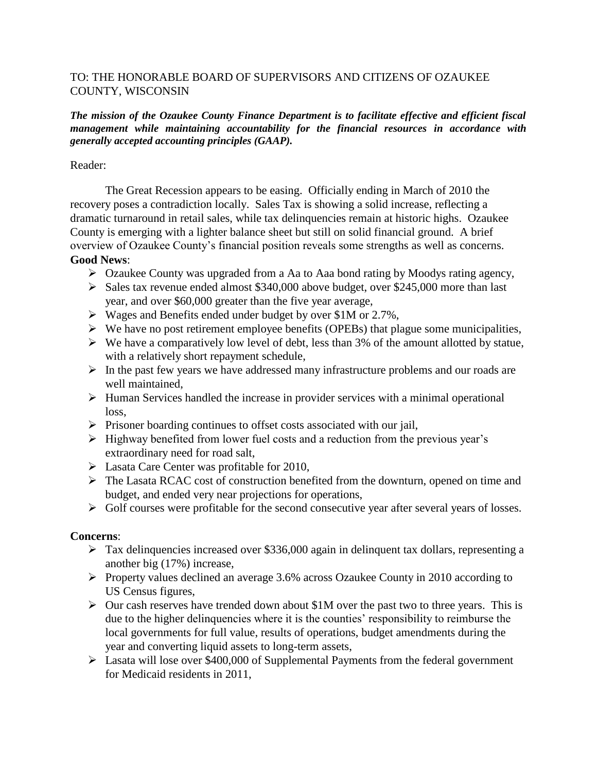TO: THE HONORABLE BOARD OF SUPERVISORS AND CITIZENS OF OZAUKEE COUNTY, WISCONSIN

***The mission of the Ozaukee County Finance Department is to facilitate effective and efficient fiscal management while maintaining accountability for the financial resources in accordance with generally accepted accounting principles (GAAP).***

Reader:

The Great Recession appears to be easing. Officially ending in March of 2010 the recovery poses a contradiction locally. Sales Tax is showing a solid increase, reflecting a dramatic turnaround in retail sales, while tax delinquencies remain at historic highs. Ozaukee County is emerging with a lighter balance sheet but still on solid financial ground. A brief overview of Ozaukee County's financial position reveals some strengths as well as concerns.

**Good News**:

- Ozaukee County was upgraded from a Aa to Aaa bond rating by Moodys rating agency,
- Sales tax revenue ended almost $340,000 above budget, over $245,000 more than last year, and over $60,000 greater than the five year average,
- Wages and Benefits ended under budget by over $1M or 2.7%,
- We have no post retirement employee benefits (OPEBs) that plague some municipalities,
- We have a comparatively low level of debt, less than 3% of the amount allotted by statue, with a relatively short repayment schedule,
- In the past few years we have addressed many infrastructure problems and our roads are well maintained,
- Human Services handled the increase in provider services with a minimal operational loss,
- Prisoner boarding continues to offset costs associated with our jail,
- Highway benefited from lower fuel costs and a reduction from the previous year's extraordinary need for road salt,
- Lasata Care Center was profitable for 2010,
- The Lasata RCAC cost of construction benefited from the downturn, opened on time and budget, and ended very near projections for operations,
- Golf courses were profitable for the second consecutive year after several years of losses.

**Concerns**:

- Tax delinquencies increased over $336,000 again in delinquent tax dollars, representing a another big (17%) increase,
- Property values declined an average 3.6% across Ozaukee County in 2010 according to US Census figures,
- Our cash reserves have trended down about $1M over the past two to three years. This is due to the higher delinquencies where it is the counties' responsibility to reimburse the local governments for full value, results of operations, budget amendments during the year and converting liquid assets to long-term assets,
- Lasata will lose over $400,000 of Supplemental Payments from the federal government for Medicaid residents in 2011,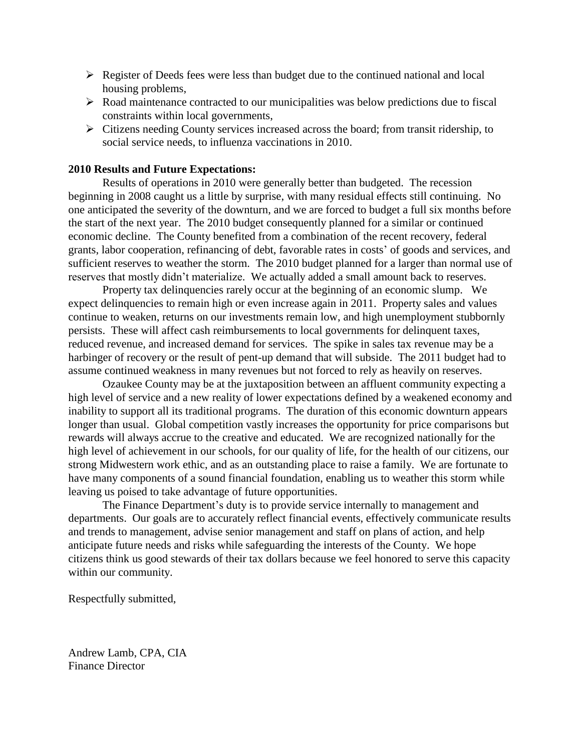- Register of Deeds fees were less than budget due to the continued national and local housing problems,
- Road maintenance contracted to our municipalities was below predictions due to fiscal constraints within local governments,
- Citizens needing County services increased across the board; from transit ridership, to social service needs, to influenza vaccinations in 2010.

**2010 Results and Future Expectations:**

Results of operations in 2010 were generally better than budgeted. The recession beginning in 2008 caught us a little by surprise, with many residual effects still continuing. No one anticipated the severity of the downturn, and we are forced to budget a full six months before the start of the next year. The 2010 budget consequently planned for a similar or continued economic decline. The County benefited from a combination of the recent recovery, federal grants, labor cooperation, refinancing of debt, favorable rates in costs' of goods and services, and sufficient reserves to weather the storm. The 2010 budget planned for a larger than normal use of reserves that mostly didn't materialize. We actually added a small amount back to reserves.

Property tax delinquencies rarely occur at the beginning of an economic slump. We expect delinquencies to remain high or even increase again in 2011. Property sales and values continue to weaken, returns on our investments remain low, and high unemployment stubbornly persists. These will affect cash reimbursements to local governments for delinquent taxes, reduced revenue, and increased demand for services. The spike in sales tax revenue may be a harbinger of recovery or the result of pent-up demand that will subside. The 2011 budget had to assume continued weakness in many revenues but not forced to rely as heavily on reserves.

Ozaukee County may be at the juxtaposition between an affluent community expecting a high level of service and a new reality of lower expectations defined by a weakened economy and inability to support all its traditional programs. The duration of this economic downturn appears longer than usual. Global competition vastly increases the opportunity for price comparisons but rewards will always accrue to the creative and educated. We are recognized nationally for the high level of achievement in our schools, for our quality of life, for the health of our citizens, our strong Midwestern work ethic, and as an outstanding place to raise a family. We are fortunate to have many components of a sound financial foundation, enabling us to weather this storm while leaving us poised to take advantage of future opportunities.

The Finance Department's duty is to provide service internally to management and departments. Our goals are to accurately reflect financial events, effectively communicate results and trends to management, advise senior management and staff on plans of action, and help anticipate future needs and risks while safeguarding the interests of the County. We hope citizens think us good stewards of their tax dollars because we feel honored to serve this capacity within our community.

Respectfully submitted,

Andrew Lamb, CPA, CIA
Finance Director